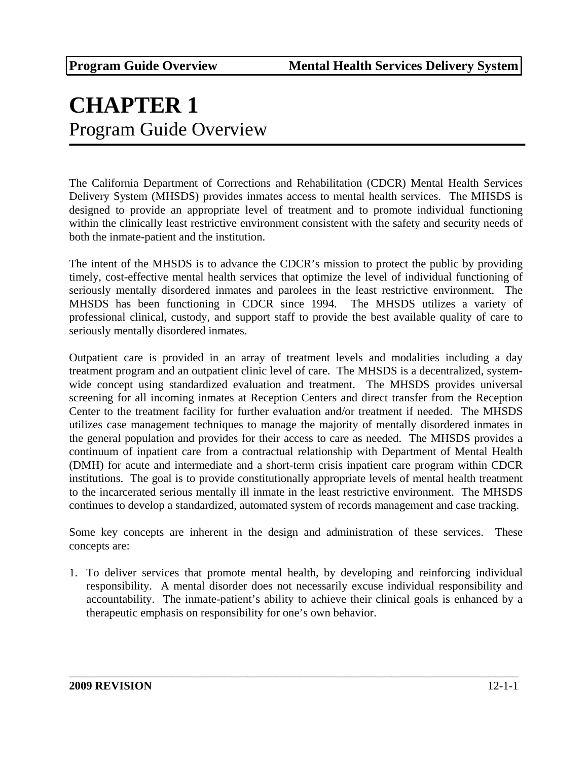# CHAPTER 1

## Program Guide Overview

The California Department of Corrections and Rehabilitation (CDCR) Mental Health Services Delivery System (MHSDS) provides inmates access to mental health services. The MHSDS is designed to provide an appropriate level of treatment and to promote individual functioning within the clinically least restrictive environment consistent with the safety and security needs of both the inmate-patient and the institution.

The intent of the MHSDS is to advance the CDCR's mission to protect the public by providing timely, cost-effective mental health services that optimize the level of individual functioning of seriously mentally disordered inmates and parolees in the least restrictive environment. The MHSDS has been functioning in CDCR since 1994. The MHSDS utilizes a variety of professional clinical, custody, and support staff to provide the best available quality of care to seriously mentally disordered inmates.

Outpatient care is provided in an array of treatment levels and modalities including a day treatment program and an outpatient clinic level of care. The MHSDS is a decentralized, system-wide concept using standardized evaluation and treatment. The MHSDS provides universal screening for all incoming inmates at Reception Centers and direct transfer from the Reception Center to the treatment facility for further evaluation and/or treatment if needed. The MHSDS utilizes case management techniques to manage the majority of mentally disordered inmates in the general population and provides for their access to care as needed. The MHSDS provides a continuum of inpatient care from a contractual relationship with Department of Mental Health (DMH) for acute and intermediate and a short-term crisis inpatient care program within CDCR institutions. The goal is to provide constitutionally appropriate levels of mental health treatment to the incarcerated serious mentally ill inmate in the least restrictive environment. The MHSDS continues to develop a standardized, automated system of records management and case tracking.

Some key concepts are inherent in the design and administration of these services. These concepts are:

1. To deliver services that promote mental health, by developing and reinforcing individual responsibility. A mental disorder does not necessarily excuse individual responsibility and accountability. The inmate-patient's ability to achieve their clinical goals is enhanced by a therapeutic emphasis on responsibility for one's own behavior.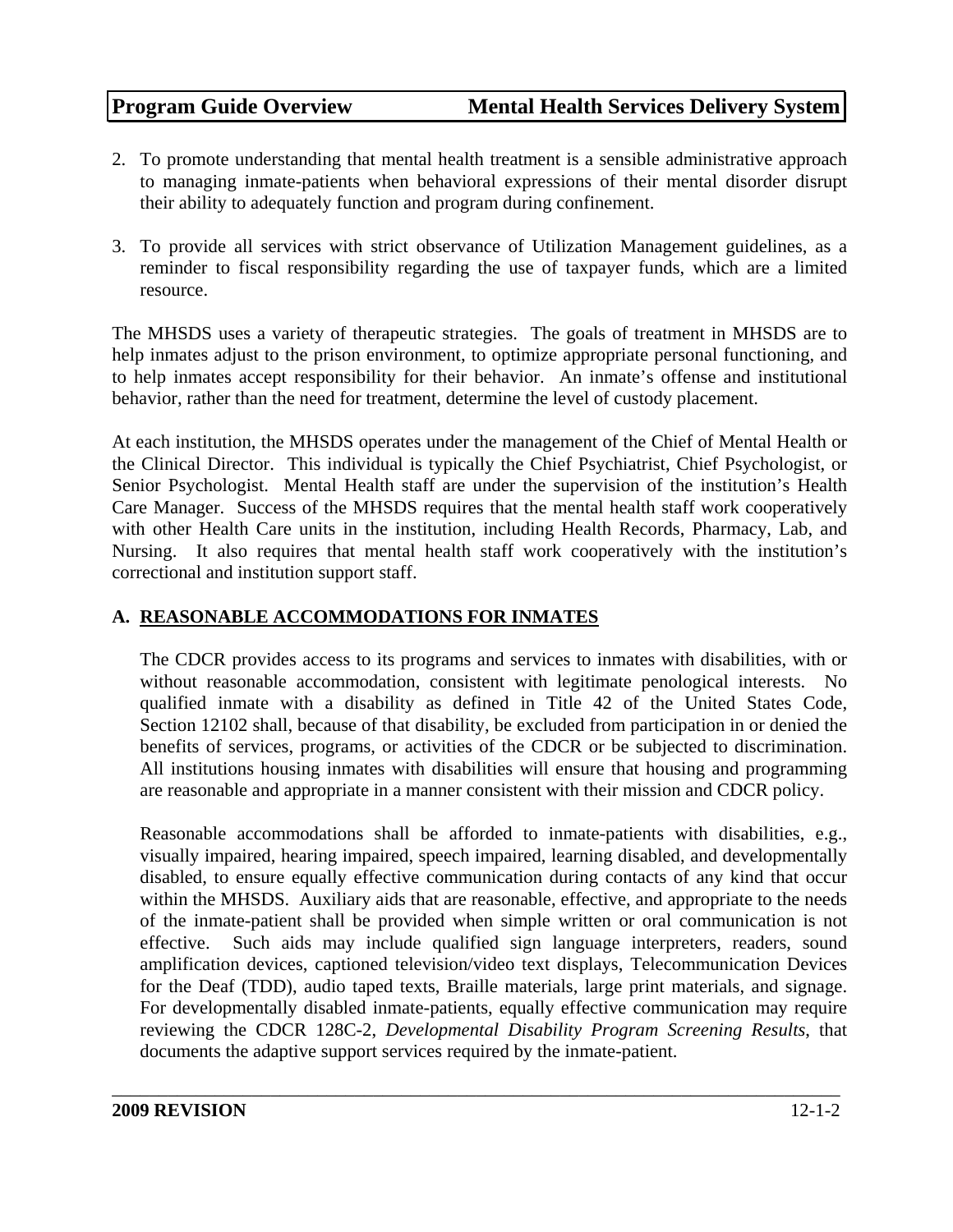2. To promote understanding that mental health treatment is a sensible administrative approach to managing inmate-patients when behavioral expressions of their mental disorder disrupt their ability to adequately function and program during confinement.

3. To provide all services with strict observance of Utilization Management guidelines, as a reminder to fiscal responsibility regarding the use of taxpayer funds, which are a limited resource.

The MHSDS uses a variety of therapeutic strategies. The goals of treatment in MHSDS are to help inmates adjust to the prison environment, to optimize appropriate personal functioning, and to help inmates accept responsibility for their behavior. An inmate's offense and institutional behavior, rather than the need for treatment, determine the level of custody placement.

At each institution, the MHSDS operates under the management of the Chief of Mental Health or the Clinical Director. This individual is typically the Chief Psychiatrist, Chief Psychologist, or Senior Psychologist. Mental Health staff are under the supervision of the institution's Health Care Manager. Success of the MHSDS requires that the mental health staff work cooperatively with other Health Care units in the institution, including Health Records, Pharmacy, Lab, and Nursing. It also requires that mental health staff work cooperatively with the institution's correctional and institution support staff.

## A. REASONABLE ACCOMMODATIONS FOR INMATES

The CDCR provides access to its programs and services to inmates with disabilities, with or without reasonable accommodation, consistent with legitimate penological interests. No qualified inmate with a disability as defined in Title 42 of the United States Code, Section 12102 shall, because of that disability, be excluded from participation in or denied the benefits of services, programs, or activities of the CDCR or be subjected to discrimination. All institutions housing inmates with disabilities will ensure that housing and programming are reasonable and appropriate in a manner consistent with their mission and CDCR policy.

Reasonable accommodations shall be afforded to inmate-patients with disabilities, e.g., visually impaired, hearing impaired, speech impaired, learning disabled, and developmentally disabled, to ensure equally effective communication during contacts of any kind that occur within the MHSDS. Auxiliary aids that are reasonable, effective, and appropriate to the needs of the inmate-patient shall be provided when simple written or oral communication is not effective. Such aids may include qualified sign language interpreters, readers, sound amplification devices, captioned television/video text displays, Telecommunication Devices for the Deaf (TDD), audio taped texts, Braille materials, large print materials, and signage. For developmentally disabled inmate-patients, equally effective communication may require reviewing the CDCR 128C-2, *Developmental Disability Program Screening Results*, that documents the adaptive support services required by the inmate-patient.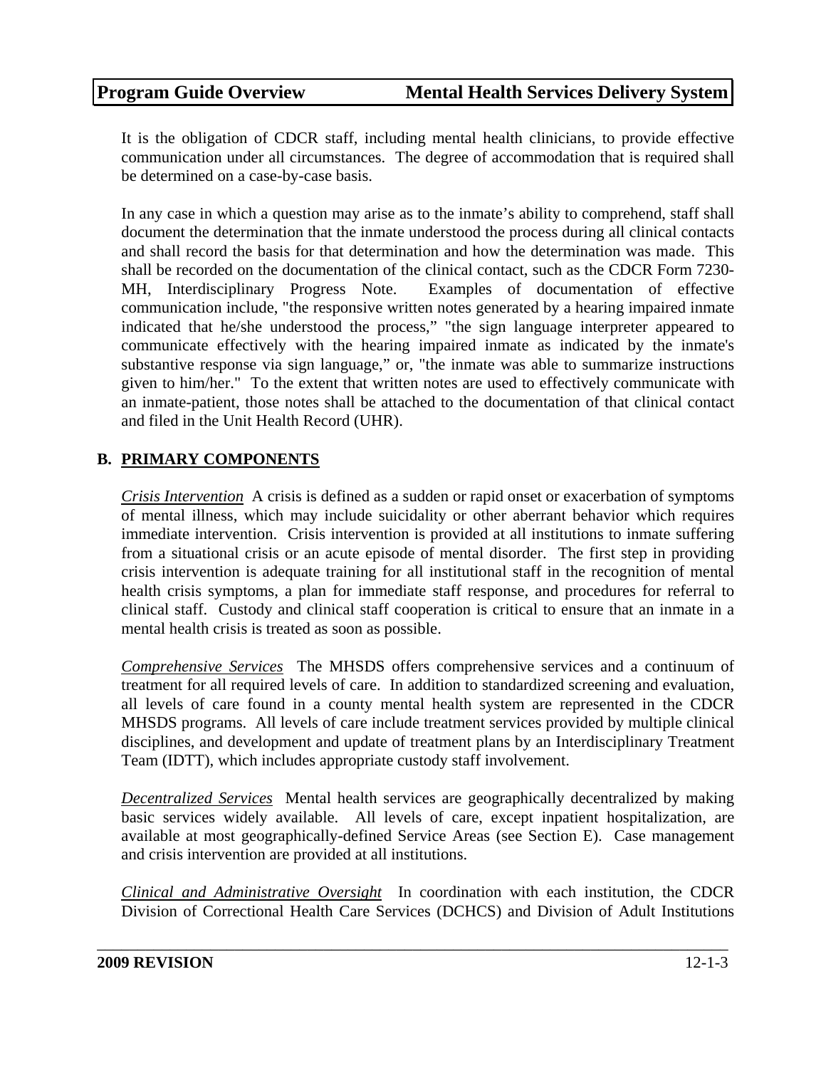It is the obligation of CDCR staff, including mental health clinicians, to provide effective communication under all circumstances. The degree of accommodation that is required shall be determined on a case-by-case basis.

In any case in which a question may arise as to the inmate's ability to comprehend, staff shall document the determination that the inmate understood the process during all clinical contacts and shall record the basis for that determination and how the determination was made. This shall be recorded on the documentation of the clinical contact, such as the CDCR Form 7230-MH, Interdisciplinary Progress Note. Examples of documentation of effective communication include, "the responsive written notes generated by a hearing impaired inmate indicated that he/she understood the process," "the sign language interpreter appeared to communicate effectively with the hearing impaired inmate as indicated by the inmate's substantive response via sign language," or, "the inmate was able to summarize instructions given to him/her." To the extent that written notes are used to effectively communicate with an inmate-patient, those notes shall be attached to the documentation of that clinical contact and filed in the Unit Health Record (UHR).

## B. PRIMARY COMPONENTS

*Crisis Intervention* A crisis is defined as a sudden or rapid onset or exacerbation of symptoms of mental illness, which may include suicidality or other aberrant behavior which requires immediate intervention. Crisis intervention is provided at all institutions to inmate suffering from a situational crisis or an acute episode of mental disorder. The first step in providing crisis intervention is adequate training for all institutional staff in the recognition of mental health crisis symptoms, a plan for immediate staff response, and procedures for referral to clinical staff. Custody and clinical staff cooperation is critical to ensure that an inmate in a mental health crisis is treated as soon as possible.

*Comprehensive Services* The MHSDS offers comprehensive services and a continuum of treatment for all required levels of care. In addition to standardized screening and evaluation, all levels of care found in a county mental health system are represented in the CDCR MHSDS programs. All levels of care include treatment services provided by multiple clinical disciplines, and development and update of treatment plans by an Interdisciplinary Treatment Team (IDTT), which includes appropriate custody staff involvement.

*Decentralized Services* Mental health services are geographically decentralized by making basic services widely available. All levels of care, except inpatient hospitalization, are available at most geographically-defined Service Areas (see Section E). Case management and crisis intervention are provided at all institutions.

*Clinical and Administrative Oversight* In coordination with each institution, the CDCR Division of Correctional Health Care Services (DCHCS) and Division of Adult Institutions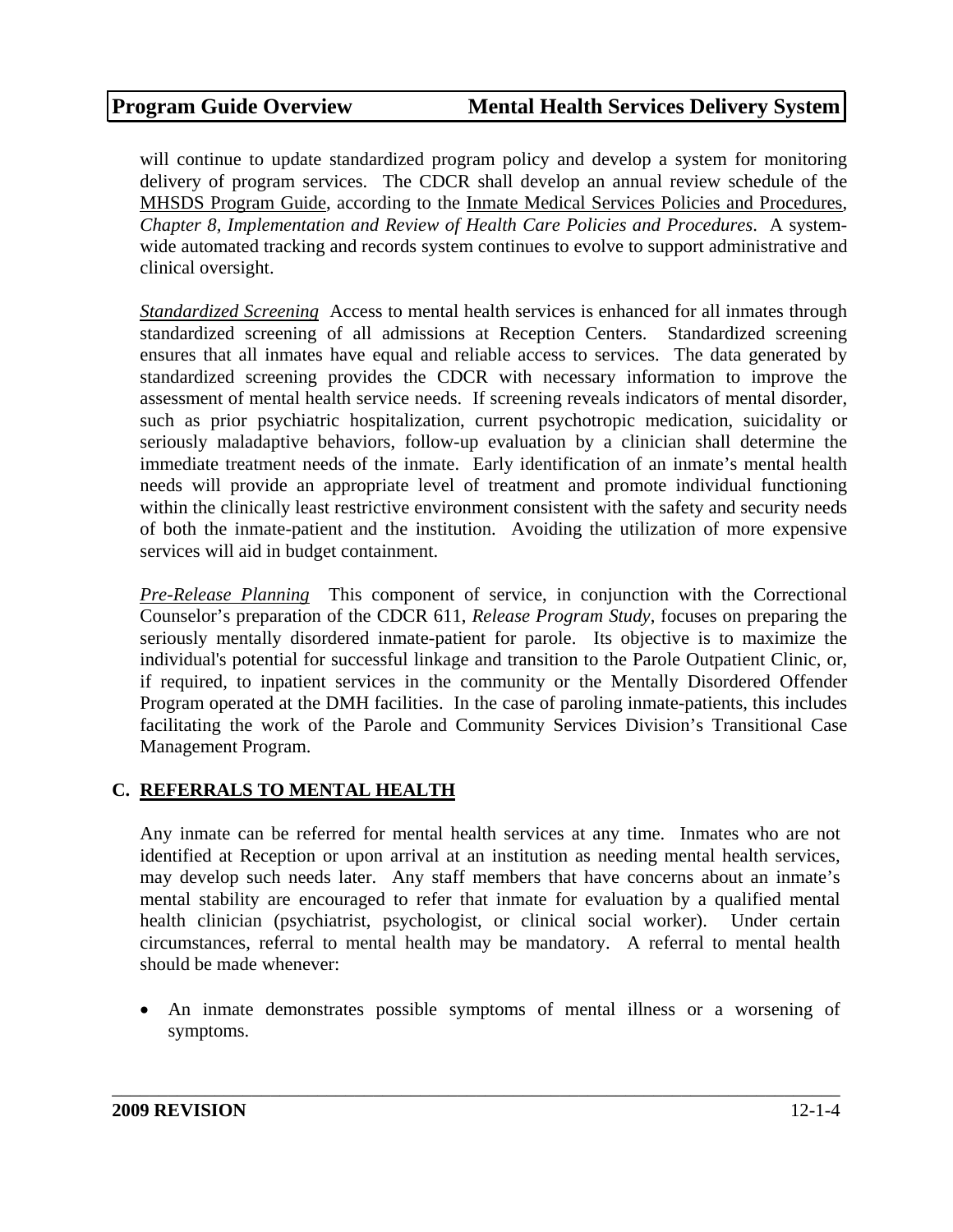will continue to update standardized program policy and develop a system for monitoring delivery of program services. The CDCR shall develop an annual review schedule of the MHSDS Program Guide, according to the Inmate Medical Services Policies and Procedures, *Chapter 8, Implementation and Review of Health Care Policies and Procedures*. A system-wide automated tracking and records system continues to evolve to support administrative and clinical oversight.

*Standardized Screening* Access to mental health services is enhanced for all inmates through standardized screening of all admissions at Reception Centers. Standardized screening ensures that all inmates have equal and reliable access to services. The data generated by standardized screening provides the CDCR with necessary information to improve the assessment of mental health service needs. If screening reveals indicators of mental disorder, such as prior psychiatric hospitalization, current psychotropic medication, suicidality or seriously maladaptive behaviors, follow-up evaluation by a clinician shall determine the immediate treatment needs of the inmate. Early identification of an inmate's mental health needs will provide an appropriate level of treatment and promote individual functioning within the clinically least restrictive environment consistent with the safety and security needs of both the inmate-patient and the institution. Avoiding the utilization of more expensive services will aid in budget containment.

*Pre-Release Planning* This component of service, in conjunction with the Correctional Counselor's preparation of the CDCR 611, *Release Program Study*, focuses on preparing the seriously mentally disordered inmate-patient for parole. Its objective is to maximize the individual's potential for successful linkage and transition to the Parole Outpatient Clinic, or, if required, to inpatient services in the community or the Mentally Disordered Offender Program operated at the DMH facilities. In the case of paroling inmate-patients, this includes facilitating the work of the Parole and Community Services Division's Transitional Case Management Program.

## C. REFERRALS TO MENTAL HEALTH

Any inmate can be referred for mental health services at any time. Inmates who are not identified at Reception or upon arrival at an institution as needing mental health services, may develop such needs later. Any staff members that have concerns about an inmate's mental stability are encouraged to refer that inmate for evaluation by a qualified mental health clinician (psychiatrist, psychologist, or clinical social worker). Under certain circumstances, referral to mental health may be mandatory. A referral to mental health should be made whenever:

- An inmate demonstrates possible symptoms of mental illness or a worsening of symptoms.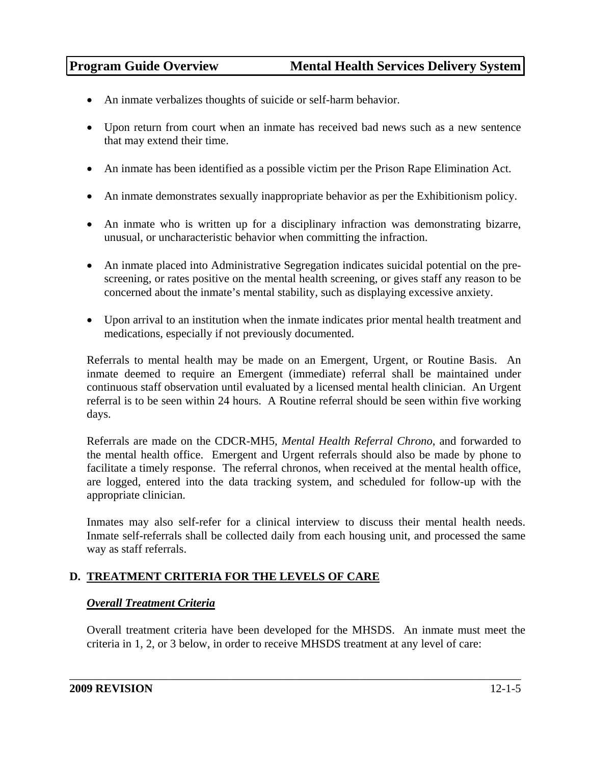- An inmate verbalizes thoughts of suicide or self-harm behavior.
- Upon return from court when an inmate has received bad news such as a new sentence that may extend their time.
- An inmate has been identified as a possible victim per the Prison Rape Elimination Act.
- An inmate demonstrates sexually inappropriate behavior as per the Exhibitionism policy.
- An inmate who is written up for a disciplinary infraction was demonstrating bizarre, unusual, or uncharacteristic behavior when committing the infraction.
- An inmate placed into Administrative Segregation indicates suicidal potential on the pre-screening, or rates positive on the mental health screening, or gives staff any reason to be concerned about the inmate's mental stability, such as displaying excessive anxiety.
- Upon arrival to an institution when the inmate indicates prior mental health treatment and medications, especially if not previously documented.

Referrals to mental health may be made on an Emergent, Urgent, or Routine Basis. An inmate deemed to require an Emergent (immediate) referral shall be maintained under continuous staff observation until evaluated by a licensed mental health clinician. An Urgent referral is to be seen within 24 hours. A Routine referral should be seen within five working days.

Referrals are made on the CDCR-MH5, *Mental Health Referral Chrono*, and forwarded to the mental health office. Emergent and Urgent referrals should also be made by phone to facilitate a timely response. The referral chronos, when received at the mental health office, are logged, entered into the data tracking system, and scheduled for follow-up with the appropriate clinician.

Inmates may also self-refer for a clinical interview to discuss their mental health needs. Inmate self-referrals shall be collected daily from each housing unit, and processed the same way as staff referrals.

## D. TREATMENT CRITERIA FOR THE LEVELS OF CARE

### *Overall Treatment Criteria*

Overall treatment criteria have been developed for the MHSDS. An inmate must meet the criteria in 1, 2, or 3 below, in order to receive MHSDS treatment at any level of care: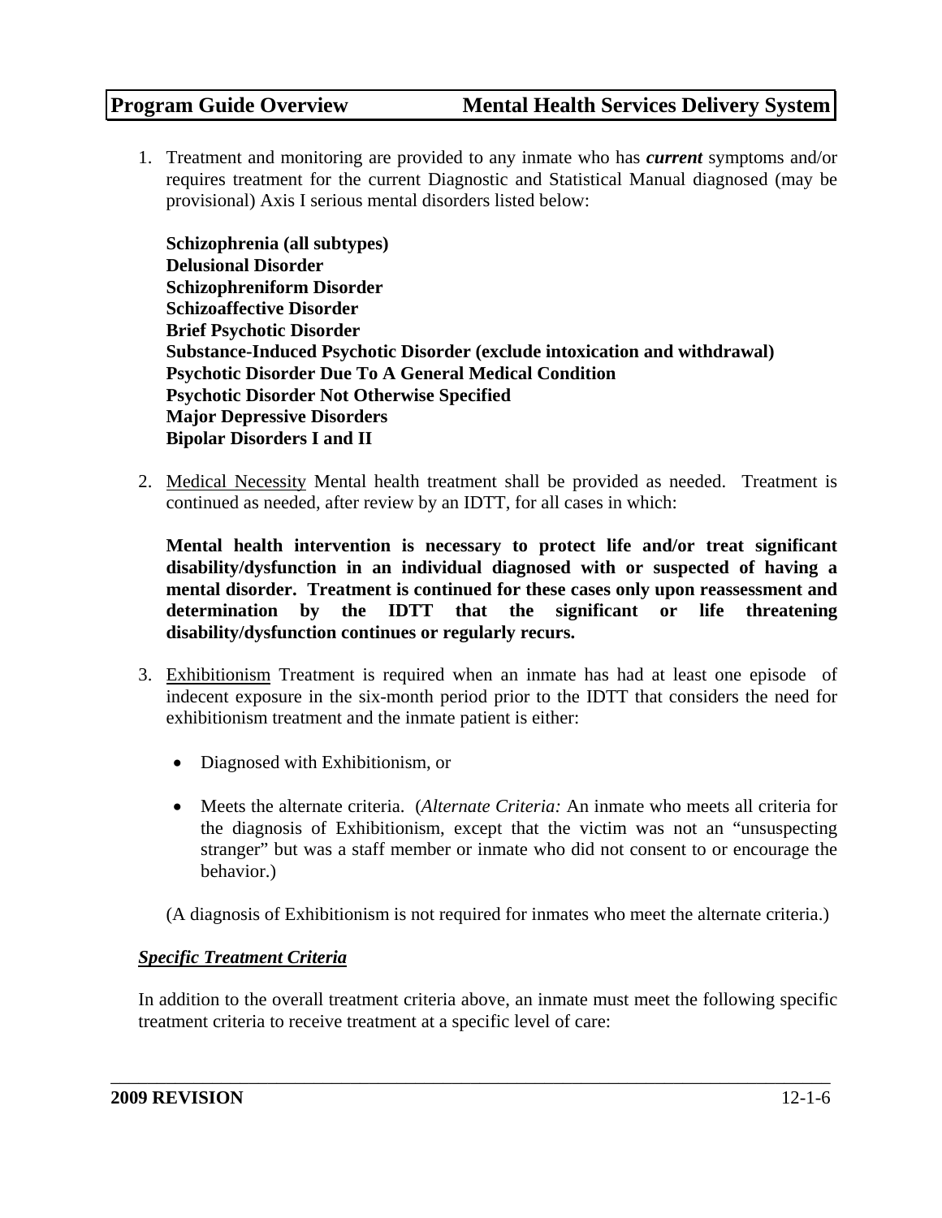1. Treatment and monitoring are provided to any inmate who has ***current*** symptoms and/or requires treatment for the current Diagnostic and Statistical Manual diagnosed (may be provisional) Axis I serious mental disorders listed below:

   **Schizophrenia (all subtypes)**
   **Delusional Disorder**
   **Schizophreniform Disorder**
   **Schizoaffective Disorder**
   **Brief Psychotic Disorder**
   **Substance-Induced Psychotic Disorder (exclude intoxication and withdrawal)**
   **Psychotic Disorder Due To A General Medical Condition**
   **Psychotic Disorder Not Otherwise Specified**
   **Major Depressive Disorders**
   **Bipolar Disorders I and II**

2. <u>Medical Necessity</u> Mental health treatment shall be provided as needed. Treatment is continued as needed, after review by an IDTT, for all cases in which:

   **Mental health intervention is necessary to protect life and/or treat significant disability/dysfunction in an individual diagnosed with or suspected of having a mental disorder. Treatment is continued for these cases only upon reassessment and determination by the IDTT that the significant or life threatening disability/dysfunction continues or regularly recurs.**

3. <u>Exhibitionism</u> Treatment is required when an inmate has had at least one episode of indecent exposure in the six-month period prior to the IDTT that considers the need for exhibitionism treatment and the inmate patient is either:

   - Diagnosed with Exhibitionism, or
   - Meets the alternate criteria. (*Alternate Criteria:* An inmate who meets all criteria for the diagnosis of Exhibitionism, except that the victim was not an "unsuspecting stranger" but was a staff member or inmate who did not consent to or encourage the behavior.)

   (A diagnosis of Exhibitionism is not required for inmates who meet the alternate criteria.)

***<u>Specific Treatment Criteria</u>***

In addition to the overall treatment criteria above, an inmate must meet the following specific treatment criteria to receive treatment at a specific level of care: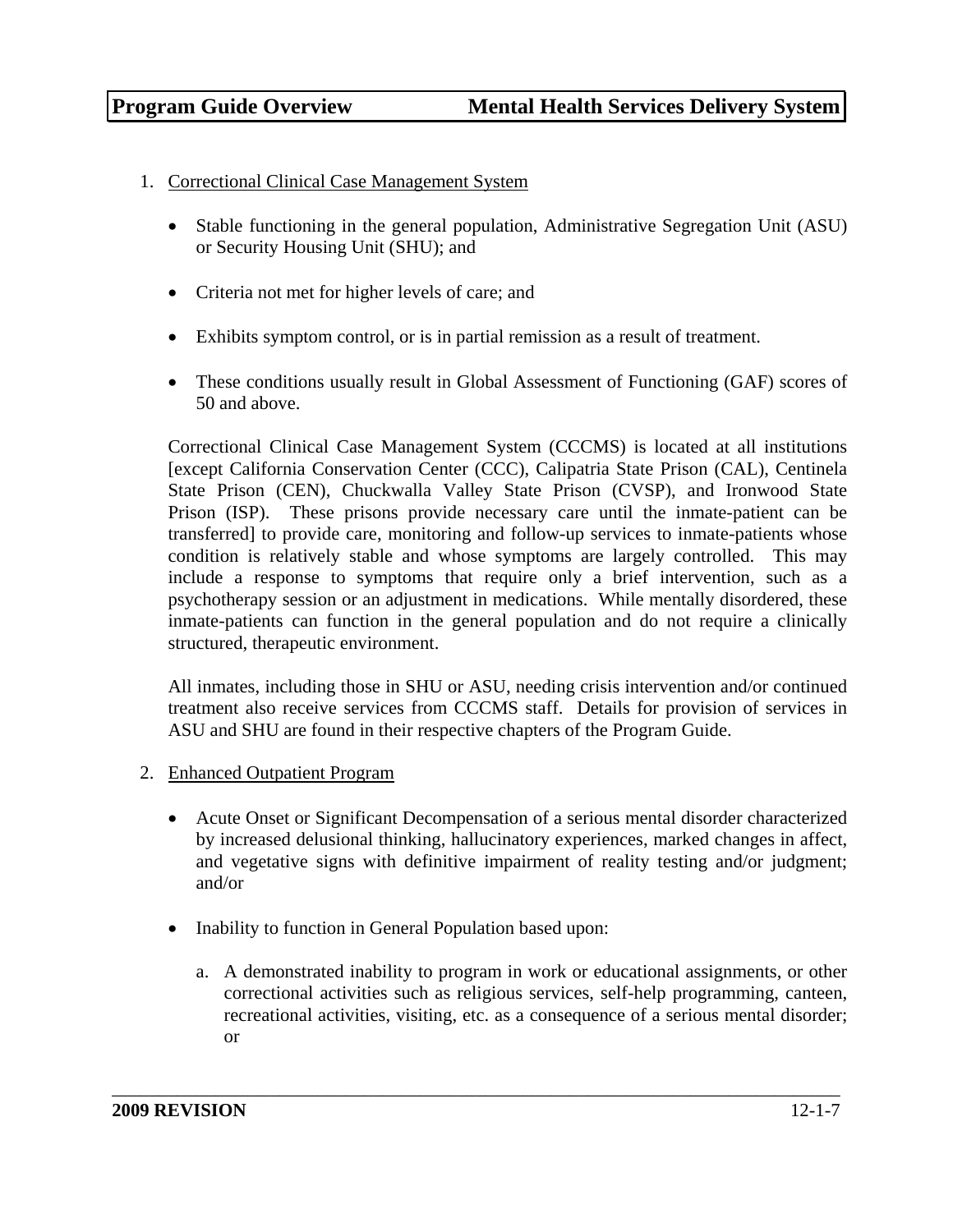1. Correctional Clinical Case Management System

   - Stable functioning in the general population, Administrative Segregation Unit (ASU) or Security Housing Unit (SHU); and

   - Criteria not met for higher levels of care; and

   - Exhibits symptom control, or is in partial remission as a result of treatment.

   - These conditions usually result in Global Assessment of Functioning (GAF) scores of 50 and above.

   Correctional Clinical Case Management System (CCCMS) is located at all institutions [except California Conservation Center (CCC), Calipatria State Prison (CAL), Centinela State Prison (CEN), Chuckwalla Valley State Prison (CVSP), and Ironwood State Prison (ISP). These prisons provide necessary care until the inmate-patient can be transferred] to provide care, monitoring and follow-up services to inmate-patients whose condition is relatively stable and whose symptoms are largely controlled. This may include a response to symptoms that require only a brief intervention, such as a psychotherapy session or an adjustment in medications. While mentally disordered, these inmate-patients can function in the general population and do not require a clinically structured, therapeutic environment.

   All inmates, including those in SHU or ASU, needing crisis intervention and/or continued treatment also receive services from CCCMS staff. Details for provision of services in ASU and SHU are found in their respective chapters of the Program Guide.

2. Enhanced Outpatient Program

   - Acute Onset or Significant Decompensation of a serious mental disorder characterized by increased delusional thinking, hallucinatory experiences, marked changes in affect, and vegetative signs with definitive impairment of reality testing and/or judgment; and/or

   - Inability to function in General Population based upon:

     a. A demonstrated inability to program in work or educational assignments, or other correctional activities such as religious services, self-help programming, canteen, recreational activities, visiting, etc. as a consequence of a serious mental disorder; or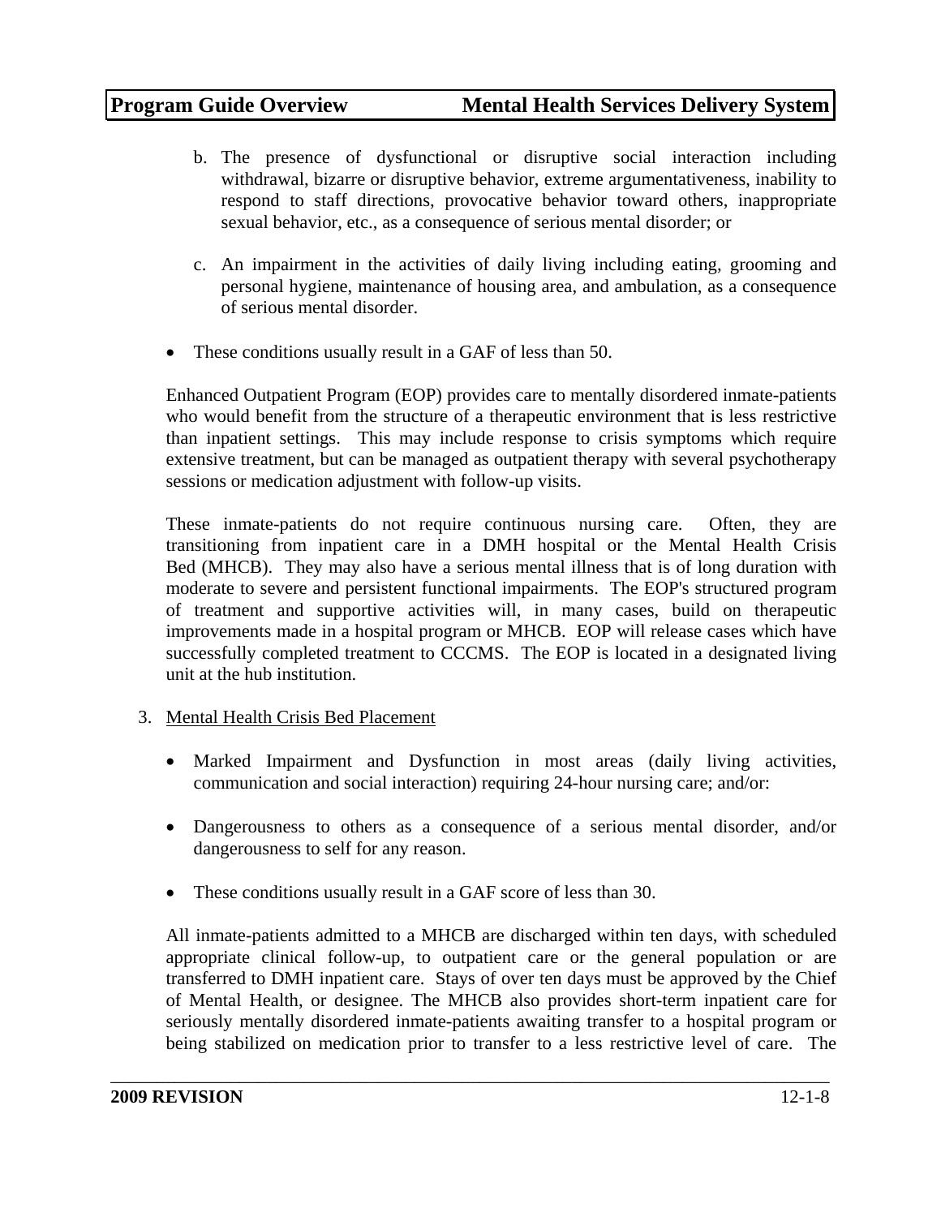b. The presence of dysfunctional or disruptive social interaction including withdrawal, bizarre or disruptive behavior, extreme argumentativeness, inability to respond to staff directions, provocative behavior toward others, inappropriate sexual behavior, etc., as a consequence of serious mental disorder; or

c. An impairment in the activities of daily living including eating, grooming and personal hygiene, maintenance of housing area, and ambulation, as a consequence of serious mental disorder.

- These conditions usually result in a GAF of less than 50.

Enhanced Outpatient Program (EOP) provides care to mentally disordered inmate-patients who would benefit from the structure of a therapeutic environment that is less restrictive than inpatient settings. This may include response to crisis symptoms which require extensive treatment, but can be managed as outpatient therapy with several psychotherapy sessions or medication adjustment with follow-up visits.

These inmate-patients do not require continuous nursing care. Often, they are transitioning from inpatient care in a DMH hospital or the Mental Health Crisis Bed (MHCB). They may also have a serious mental illness that is of long duration with moderate to severe and persistent functional impairments. The EOP's structured program of treatment and supportive activities will, in many cases, build on therapeutic improvements made in a hospital program or MHCB. EOP will release cases which have successfully completed treatment to CCCMS. The EOP is located in a designated living unit at the hub institution.

3. Mental Health Crisis Bed Placement

- Marked Impairment and Dysfunction in most areas (daily living activities, communication and social interaction) requiring 24-hour nursing care; and/or:

- Dangerousness to others as a consequence of a serious mental disorder, and/or dangerousness to self for any reason.

- These conditions usually result in a GAF score of less than 30.

All inmate-patients admitted to a MHCB are discharged within ten days, with scheduled appropriate clinical follow-up, to outpatient care or the general population or are transferred to DMH inpatient care. Stays of over ten days must be approved by the Chief of Mental Health, or designee. The MHCB also provides short-term inpatient care for seriously mentally disordered inmate-patients awaiting transfer to a hospital program or being stabilized on medication prior to transfer to a less restrictive level of care. The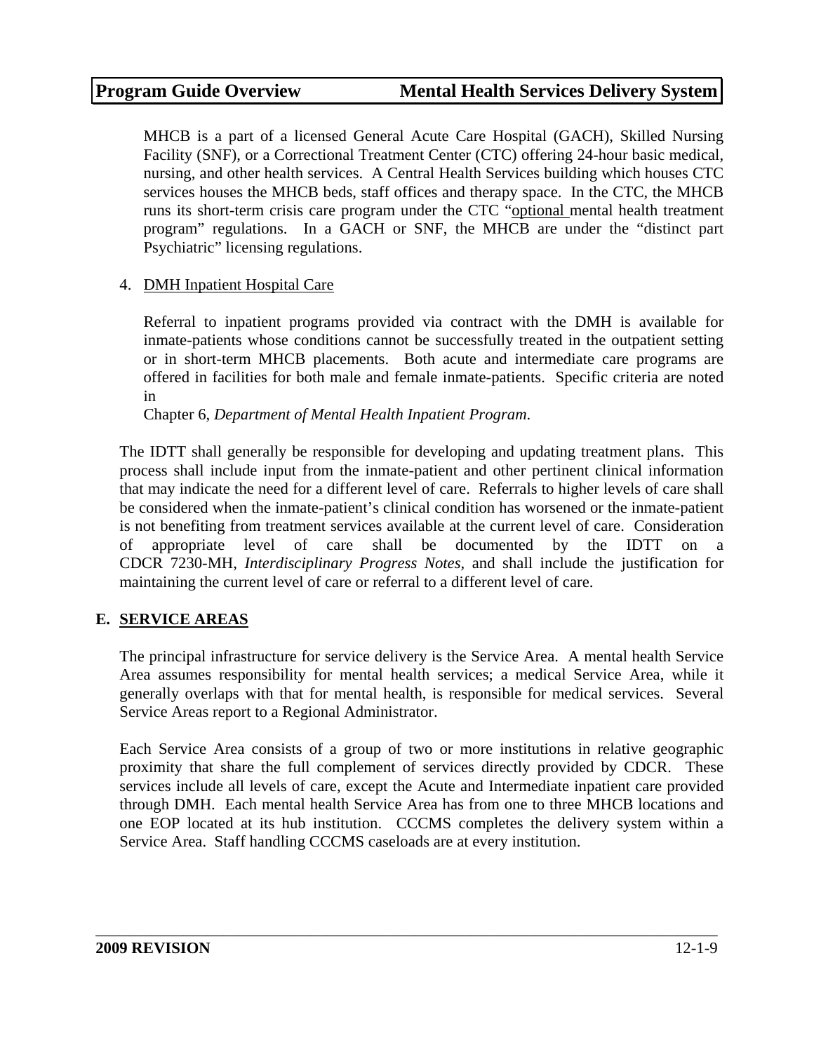MHCB is a part of a licensed General Acute Care Hospital (GACH), Skilled Nursing Facility (SNF), or a Correctional Treatment Center (CTC) offering 24-hour basic medical, nursing, and other health services. A Central Health Services building which houses CTC services houses the MHCB beds, staff offices and therapy space. In the CTC, the MHCB runs its short-term crisis care program under the CTC "optional mental health treatment program" regulations. In a GACH or SNF, the MHCB are under the "distinct part Psychiatric" licensing regulations.

4. DMH Inpatient Hospital Care

   Referral to inpatient programs provided via contract with the DMH is available for inmate-patients whose conditions cannot be successfully treated in the outpatient setting or in short-term MHCB placements. Both acute and intermediate care programs are offered in facilities for both male and female inmate-patients. Specific criteria are noted in
   Chapter 6, *Department of Mental Health Inpatient Program*.

The IDTT shall generally be responsible for developing and updating treatment plans. This process shall include input from the inmate-patient and other pertinent clinical information that may indicate the need for a different level of care. Referrals to higher levels of care shall be considered when the inmate-patient's clinical condition has worsened or the inmate-patient is not benefiting from treatment services available at the current level of care. Consideration of appropriate level of care shall be documented by the IDTT on a CDCR 7230-MH, *Interdisciplinary Progress Notes*, and shall include the justification for maintaining the current level of care or referral to a different level of care.

## E. SERVICE AREAS

The principal infrastructure for service delivery is the Service Area. A mental health Service Area assumes responsibility for mental health services; a medical Service Area, while it generally overlaps with that for mental health, is responsible for medical services. Several Service Areas report to a Regional Administrator.

Each Service Area consists of a group of two or more institutions in relative geographic proximity that share the full complement of services directly provided by CDCR. These services include all levels of care, except the Acute and Intermediate inpatient care provided through DMH. Each mental health Service Area has from one to three MHCB locations and one EOP located at its hub institution. CCCMS completes the delivery system within a Service Area. Staff handling CCCMS caseloads are at every institution.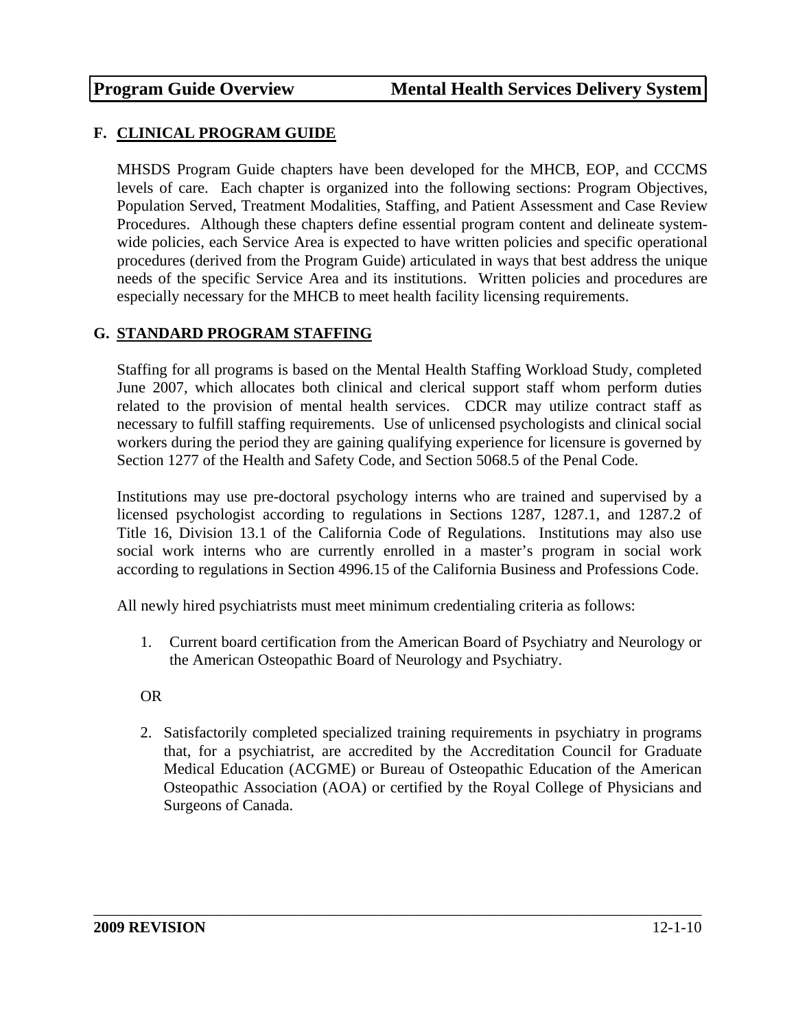## F. CLINICAL PROGRAM GUIDE

MHSDS Program Guide chapters have been developed for the MHCB, EOP, and CCCMS levels of care. Each chapter is organized into the following sections: Program Objectives, Population Served, Treatment Modalities, Staffing, and Patient Assessment and Case Review Procedures. Although these chapters define essential program content and delineate system-wide policies, each Service Area is expected to have written policies and specific operational procedures (derived from the Program Guide) articulated in ways that best address the unique needs of the specific Service Area and its institutions. Written policies and procedures are especially necessary for the MHCB to meet health facility licensing requirements.

## G. STANDARD PROGRAM STAFFING

Staffing for all programs is based on the Mental Health Staffing Workload Study, completed June 2007, which allocates both clinical and clerical support staff whom perform duties related to the provision of mental health services. CDCR may utilize contract staff as necessary to fulfill staffing requirements. Use of unlicensed psychologists and clinical social workers during the period they are gaining qualifying experience for licensure is governed by Section 1277 of the Health and Safety Code, and Section 5068.5 of the Penal Code.

Institutions may use pre-doctoral psychology interns who are trained and supervised by a licensed psychologist according to regulations in Sections 1287, 1287.1, and 1287.2 of Title 16, Division 13.1 of the California Code of Regulations. Institutions may also use social work interns who are currently enrolled in a master's program in social work according to regulations in Section 4996.15 of the California Business and Professions Code.

All newly hired psychiatrists must meet minimum credentialing criteria as follows:

1. Current board certification from the American Board of Psychiatry and Neurology or the American Osteopathic Board of Neurology and Psychiatry.

OR

2. Satisfactorily completed specialized training requirements in psychiatry in programs that, for a psychiatrist, are accredited by the Accreditation Council for Graduate Medical Education (ACGME) or Bureau of Osteopathic Education of the American Osteopathic Association (AOA) or certified by the Royal College of Physicians and Surgeons of Canada.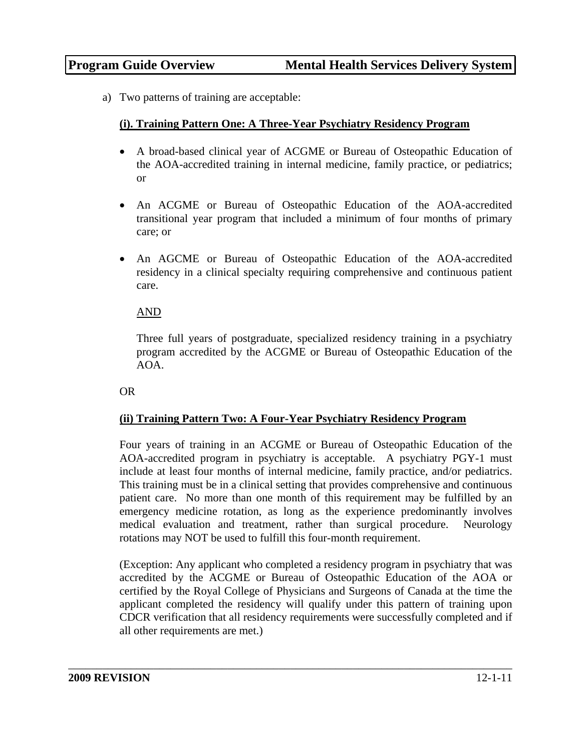a) Two patterns of training are acceptable:

**(i). Training Pattern One: A Three-Year Psychiatry Residency Program**

- A broad-based clinical year of ACGME or Bureau of Osteopathic Education of the AOA-accredited training in internal medicine, family practice, or pediatrics; or
- An ACGME or Bureau of Osteopathic Education of the AOA-accredited transitional year program that included a minimum of four months of primary care; or
- An AGCME or Bureau of Osteopathic Education of the AOA-accredited residency in a clinical specialty requiring comprehensive and continuous patient care.

  AND

  Three full years of postgraduate, specialized residency training in a psychiatry program accredited by the ACGME or Bureau of Osteopathic Education of the AOA.

OR

**(ii) Training Pattern Two: A Four-Year Psychiatry Residency Program**

Four years of training in an ACGME or Bureau of Osteopathic Education of the AOA-accredited program in psychiatry is acceptable. A psychiatry PGY-1 must include at least four months of internal medicine, family practice, and/or pediatrics. This training must be in a clinical setting that provides comprehensive and continuous patient care. No more than one month of this requirement may be fulfilled by an emergency medicine rotation, as long as the experience predominantly involves medical evaluation and treatment, rather than surgical procedure. Neurology rotations may NOT be used to fulfill this four-month requirement.

(Exception: Any applicant who completed a residency program in psychiatry that was accredited by the ACGME or Bureau of Osteopathic Education of the AOA or certified by the Royal College of Physicians and Surgeons of Canada at the time the applicant completed the residency will qualify under this pattern of training upon CDCR verification that all residency requirements were successfully completed and if all other requirements are met.)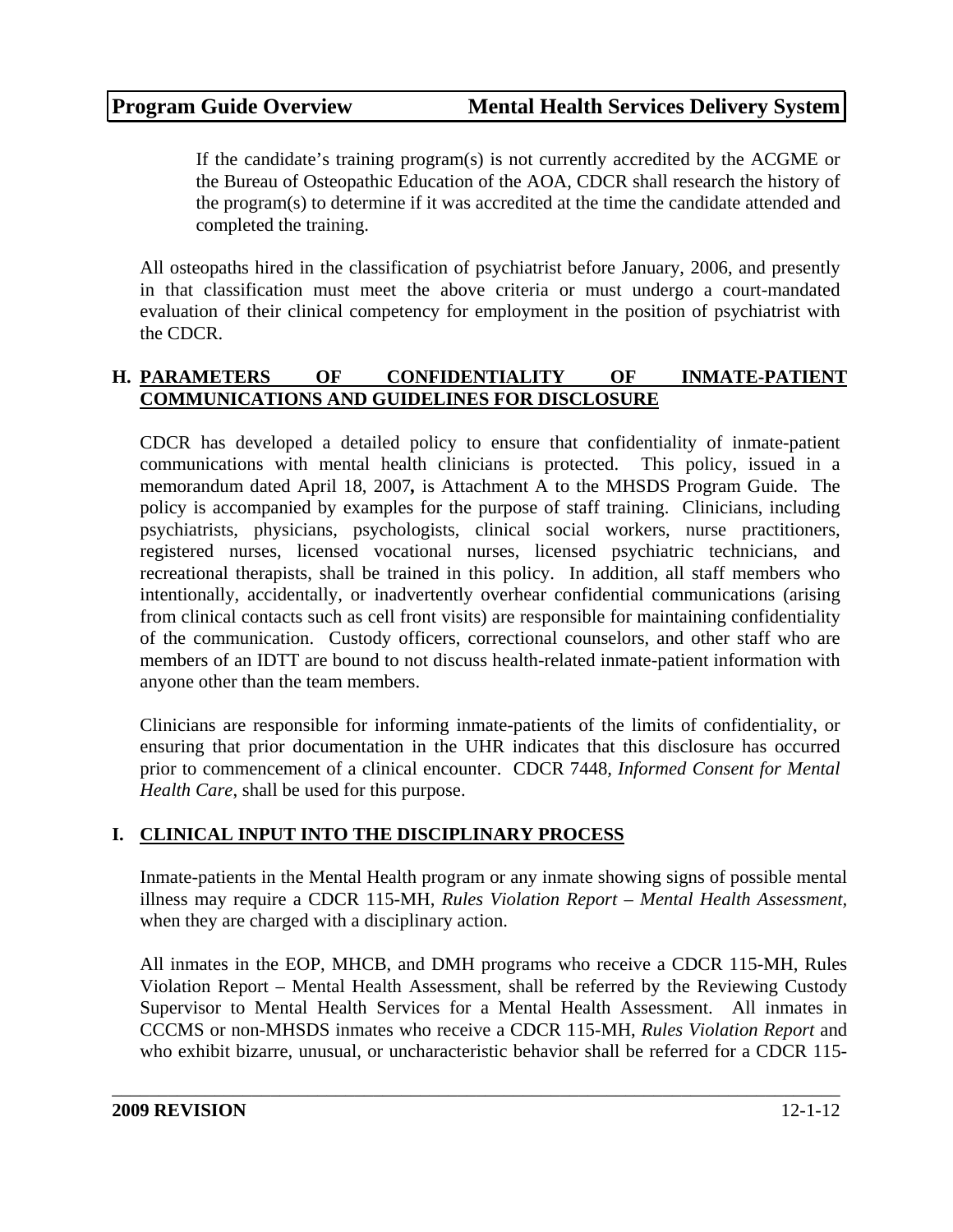If the candidate's training program(s) is not currently accredited by the ACGME or the Bureau of Osteopathic Education of the AOA, CDCR shall research the history of the program(s) to determine if it was accredited at the time the candidate attended and completed the training.

All osteopaths hired in the classification of psychiatrist before January, 2006, and presently in that classification must meet the above criteria or must undergo a court-mandated evaluation of their clinical competency for employment in the position of psychiatrist with the CDCR.

## H. PARAMETERS OF CONFIDENTIALITY OF INMATE-PATIENT COMMUNICATIONS AND GUIDELINES FOR DISCLOSURE

CDCR has developed a detailed policy to ensure that confidentiality of inmate-patient communications with mental health clinicians is protected. This policy, issued in a memorandum dated April 18, 2007**,** is Attachment A to the MHSDS Program Guide. The policy is accompanied by examples for the purpose of staff training. Clinicians, including psychiatrists, physicians, psychologists, clinical social workers, nurse practitioners, registered nurses, licensed vocational nurses, licensed psychiatric technicians, and recreational therapists, shall be trained in this policy. In addition, all staff members who intentionally, accidentally, or inadvertently overhear confidential communications (arising from clinical contacts such as cell front visits) are responsible for maintaining confidentiality of the communication. Custody officers, correctional counselors, and other staff who are members of an IDTT are bound to not discuss health-related inmate-patient information with anyone other than the team members.

Clinicians are responsible for informing inmate-patients of the limits of confidentiality, or ensuring that prior documentation in the UHR indicates that this disclosure has occurred prior to commencement of a clinical encounter. CDCR 7448, *Informed Consent for Mental Health Care*, shall be used for this purpose.

## I. CLINICAL INPUT INTO THE DISCIPLINARY PROCESS

Inmate-patients in the Mental Health program or any inmate showing signs of possible mental illness may require a CDCR 115-MH, *Rules Violation Report – Mental Health Assessment,* when they are charged with a disciplinary action.

All inmates in the EOP, MHCB, and DMH programs who receive a CDCR 115-MH, Rules Violation Report – Mental Health Assessment, shall be referred by the Reviewing Custody Supervisor to Mental Health Services for a Mental Health Assessment. All inmates in CCCMS or non-MHSDS inmates who receive a CDCR 115-MH, *Rules Violation Report* and who exhibit bizarre, unusual, or uncharacteristic behavior shall be referred for a CDCR 115-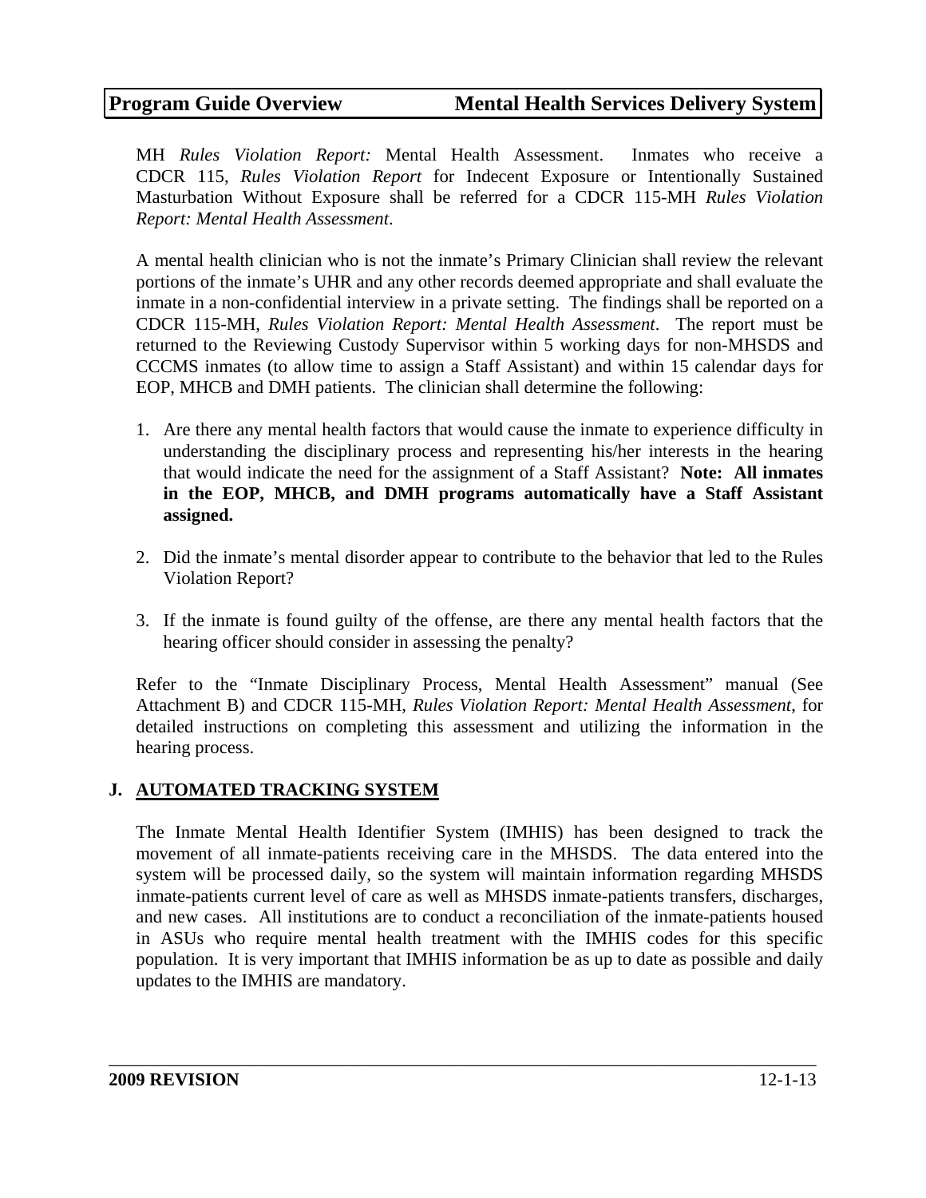MH *Rules Violation Report:* Mental Health Assessment. Inmates who receive a CDCR 115, *Rules Violation Report* for Indecent Exposure or Intentionally Sustained Masturbation Without Exposure shall be referred for a CDCR 115-MH *Rules Violation Report: Mental Health Assessment*.

A mental health clinician who is not the inmate's Primary Clinician shall review the relevant portions of the inmate's UHR and any other records deemed appropriate and shall evaluate the inmate in a non-confidential interview in a private setting. The findings shall be reported on a CDCR 115-MH, *Rules Violation Report: Mental Health Assessment*. The report must be returned to the Reviewing Custody Supervisor within 5 working days for non-MHSDS and CCCMS inmates (to allow time to assign a Staff Assistant) and within 15 calendar days for EOP, MHCB and DMH patients. The clinician shall determine the following:

1. Are there any mental health factors that would cause the inmate to experience difficulty in understanding the disciplinary process and representing his/her interests in the hearing that would indicate the need for the assignment of a Staff Assistant? **Note: All inmates in the EOP, MHCB, and DMH programs automatically have a Staff Assistant assigned.**

2. Did the inmate's mental disorder appear to contribute to the behavior that led to the Rules Violation Report?

3. If the inmate is found guilty of the offense, are there any mental health factors that the hearing officer should consider in assessing the penalty?

Refer to the "Inmate Disciplinary Process, Mental Health Assessment" manual (See Attachment B) and CDCR 115-MH, *Rules Violation Report: Mental Health Assessment*, for detailed instructions on completing this assessment and utilizing the information in the hearing process.

## J. AUTOMATED TRACKING SYSTEM

The Inmate Mental Health Identifier System (IMHIS) has been designed to track the movement of all inmate-patients receiving care in the MHSDS. The data entered into the system will be processed daily, so the system will maintain information regarding MHSDS inmate-patients current level of care as well as MHSDS inmate-patients transfers, discharges, and new cases. All institutions are to conduct a reconciliation of the inmate-patients housed in ASUs who require mental health treatment with the IMHIS codes for this specific population. It is very important that IMHIS information be as up to date as possible and daily updates to the IMHIS are mandatory.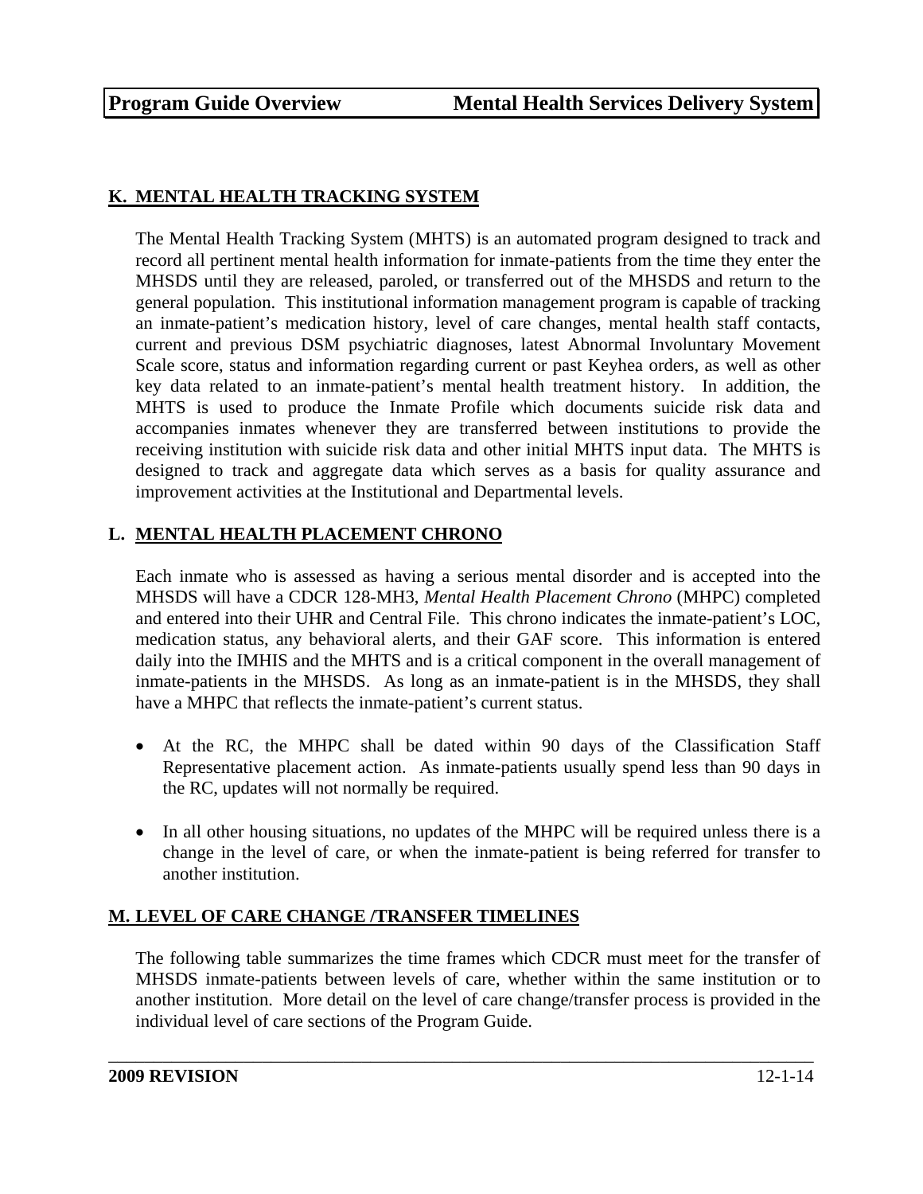## K. MENTAL HEALTH TRACKING SYSTEM

The Mental Health Tracking System (MHTS) is an automated program designed to track and record all pertinent mental health information for inmate-patients from the time they enter the MHSDS until they are released, paroled, or transferred out of the MHSDS and return to the general population. This institutional information management program is capable of tracking an inmate-patient's medication history, level of care changes, mental health staff contacts, current and previous DSM psychiatric diagnoses, latest Abnormal Involuntary Movement Scale score, status and information regarding current or past Keyhea orders, as well as other key data related to an inmate-patient's mental health treatment history. In addition, the MHTS is used to produce the Inmate Profile which documents suicide risk data and accompanies inmates whenever they are transferred between institutions to provide the receiving institution with suicide risk data and other initial MHTS input data. The MHTS is designed to track and aggregate data which serves as a basis for quality assurance and improvement activities at the Institutional and Departmental levels.

## L. MENTAL HEALTH PLACEMENT CHRONO

Each inmate who is assessed as having a serious mental disorder and is accepted into the MHSDS will have a CDCR 128-MH3, *Mental Health Placement Chrono* (MHPC) completed and entered into their UHR and Central File. This chrono indicates the inmate-patient's LOC, medication status, any behavioral alerts, and their GAF score. This information is entered daily into the IMHIS and the MHTS and is a critical component in the overall management of inmate-patients in the MHSDS. As long as an inmate-patient is in the MHSDS, they shall have a MHPC that reflects the inmate-patient's current status.

- At the RC, the MHPC shall be dated within 90 days of the Classification Staff Representative placement action. As inmate-patients usually spend less than 90 days in the RC, updates will not normally be required.
- In all other housing situations, no updates of the MHPC will be required unless there is a change in the level of care, or when the inmate-patient is being referred for transfer to another institution.

## M. LEVEL OF CARE CHANGE /TRANSFER TIMELINES

The following table summarizes the time frames which CDCR must meet for the transfer of MHSDS inmate-patients between levels of care, whether within the same institution or to another institution. More detail on the level of care change/transfer process is provided in the individual level of care sections of the Program Guide.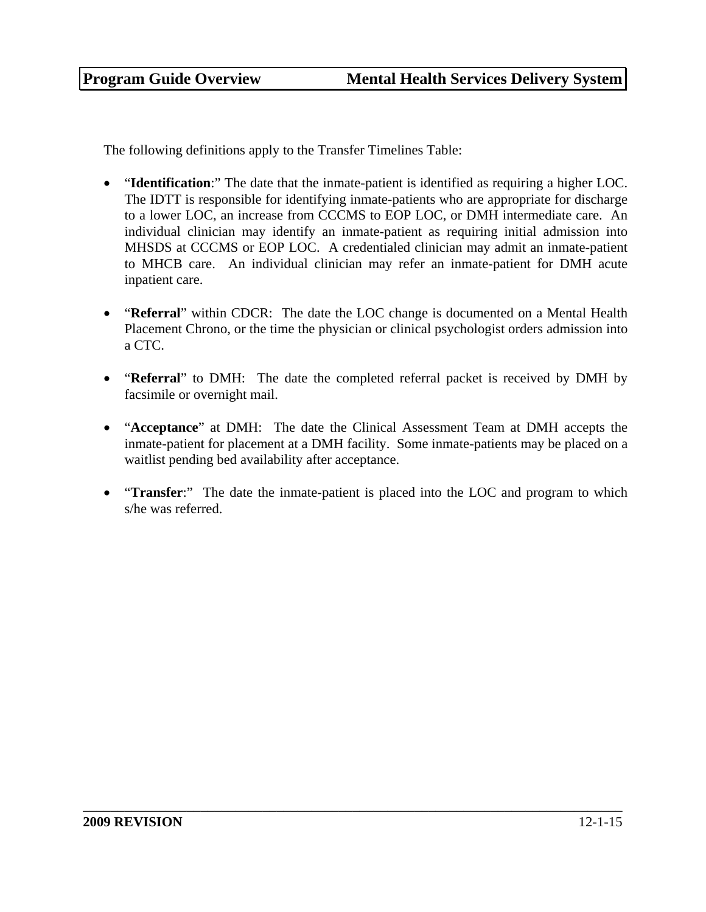The following definitions apply to the Transfer Timelines Table:

- "**Identification**:" The date that the inmate-patient is identified as requiring a higher LOC. The IDTT is responsible for identifying inmate-patients who are appropriate for discharge to a lower LOC, an increase from CCCMS to EOP LOC, or DMH intermediate care. An individual clinician may identify an inmate-patient as requiring initial admission into MHSDS at CCCMS or EOP LOC. A credentialed clinician may admit an inmate-patient to MHCB care. An individual clinician may refer an inmate-patient for DMH acute inpatient care.

- "**Referral**" within CDCR: The date the LOC change is documented on a Mental Health Placement Chrono, or the time the physician or clinical psychologist orders admission into a CTC.

- "**Referral**" to DMH: The date the completed referral packet is received by DMH by facsimile or overnight mail.

- "**Acceptance**" at DMH: The date the Clinical Assessment Team at DMH accepts the inmate-patient for placement at a DMH facility. Some inmate-patients may be placed on a waitlist pending bed availability after acceptance.

- "**Transfer**:" The date the inmate-patient is placed into the LOC and program to which s/he was referred.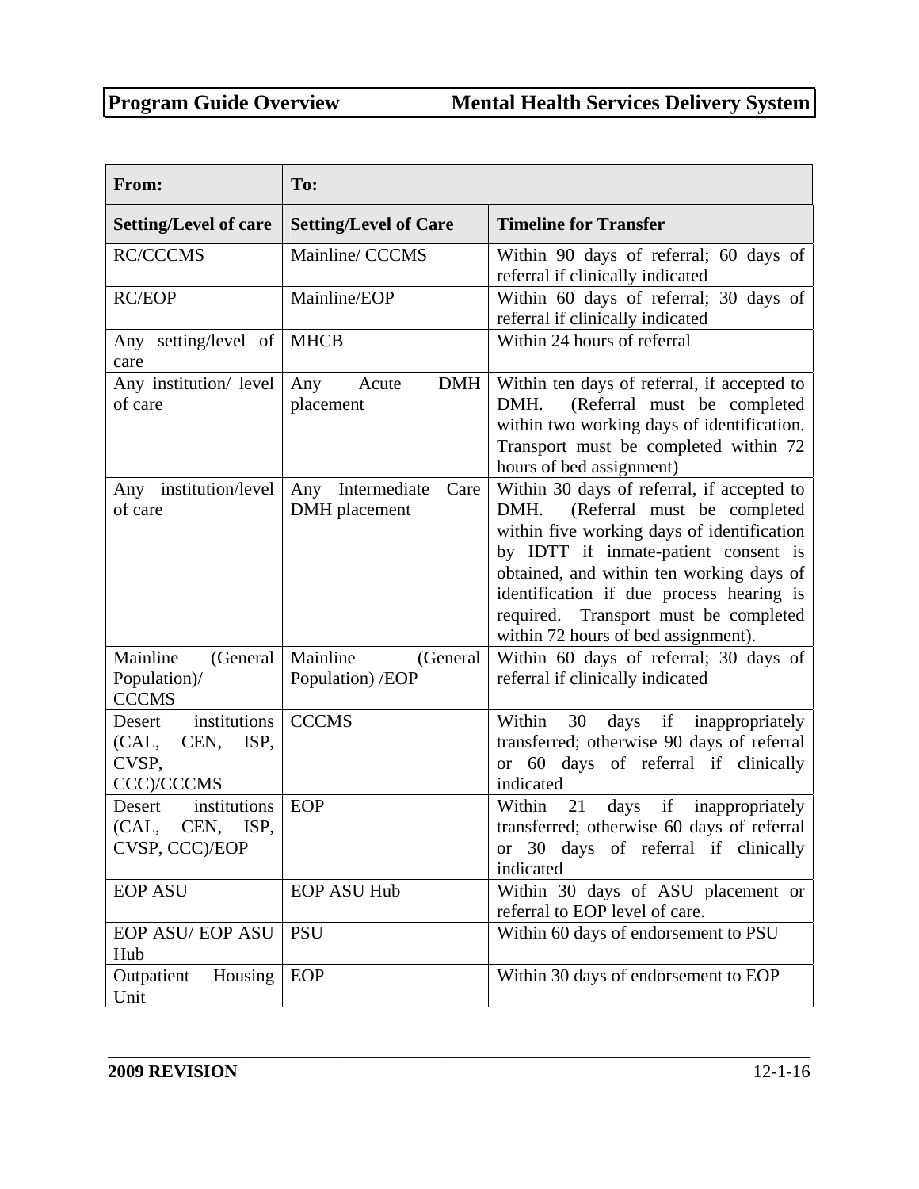| From: | To: | |
|---|---|---|
| **Setting/Level of care** | **Setting/Level of Care** | **Timeline for Transfer** |
| RC/CCCMS | Mainline/ CCCMS | Within 90 days of referral; 60 days of referral if clinically indicated |
| RC/EOP | Mainline/EOP | Within 60 days of referral; 30 days of referral if clinically indicated |
| Any setting/level of care | MHCB | Within 24 hours of referral |
| Any institution/ level of care | Any Acute DMH placement | Within ten days of referral, if accepted to DMH. (Referral must be completed within two working days of identification. Transport must be completed within 72 hours of bed assignment) |
| Any institution/level of care | Any Intermediate Care DMH placement | Within 30 days of referral, if accepted to DMH. (Referral must be completed within five working days of identification by IDTT if inmate-patient consent is obtained, and within ten working days of identification if due process hearing is required. Transport must be completed within 72 hours of bed assignment). |
| Mainline (General Population)/ CCCMS | Mainline (General Population) /EOP | Within 60 days of referral; 30 days of referral if clinically indicated |
| Desert institutions (CAL, CEN, ISP, CVSP, CCC)/CCCMS | CCCMS | Within 30 days if inappropriately transferred; otherwise 90 days of referral or 60 days of referral if clinically indicated |
| Desert institutions (CAL, CEN, ISP, CVSP, CCC)/EOP | EOP | Within 21 days if inappropriately transferred; otherwise 60 days of referral or 30 days of referral if clinically indicated |
| EOP ASU | EOP ASU Hub | Within 30 days of ASU placement or referral to EOP level of care. |
| EOP ASU/ EOP ASU Hub | PSU | Within 60 days of endorsement to PSU |
| Outpatient Housing Unit | EOP | Within 30 days of endorsement to EOP |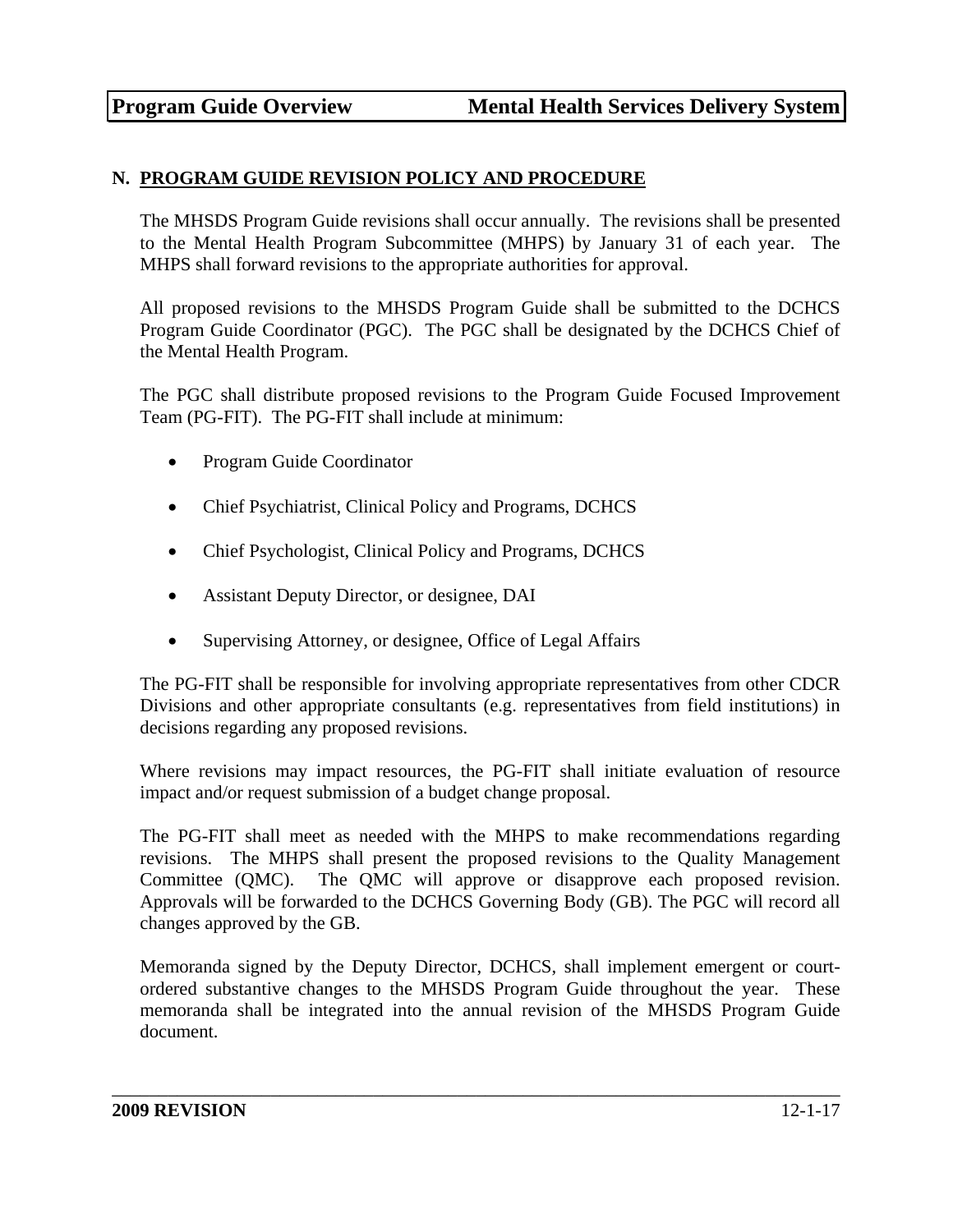## N. PROGRAM GUIDE REVISION POLICY AND PROCEDURE

The MHSDS Program Guide revisions shall occur annually. The revisions shall be presented to the Mental Health Program Subcommittee (MHPS) by January 31 of each year. The MHPS shall forward revisions to the appropriate authorities for approval.

All proposed revisions to the MHSDS Program Guide shall be submitted to the DCHCS Program Guide Coordinator (PGC). The PGC shall be designated by the DCHCS Chief of the Mental Health Program.

The PGC shall distribute proposed revisions to the Program Guide Focused Improvement Team (PG-FIT). The PG-FIT shall include at minimum:

- Program Guide Coordinator
- Chief Psychiatrist, Clinical Policy and Programs, DCHCS
- Chief Psychologist, Clinical Policy and Programs, DCHCS
- Assistant Deputy Director, or designee, DAI
- Supervising Attorney, or designee, Office of Legal Affairs

The PG-FIT shall be responsible for involving appropriate representatives from other CDCR Divisions and other appropriate consultants (e.g. representatives from field institutions) in decisions regarding any proposed revisions.

Where revisions may impact resources, the PG-FIT shall initiate evaluation of resource impact and/or request submission of a budget change proposal.

The PG-FIT shall meet as needed with the MHPS to make recommendations regarding revisions. The MHPS shall present the proposed revisions to the Quality Management Committee (QMC). The QMC will approve or disapprove each proposed revision. Approvals will be forwarded to the DCHCS Governing Body (GB). The PGC will record all changes approved by the GB.

Memoranda signed by the Deputy Director, DCHCS, shall implement emergent or court-ordered substantive changes to the MHSDS Program Guide throughout the year. These memoranda shall be integrated into the annual revision of the MHSDS Program Guide document.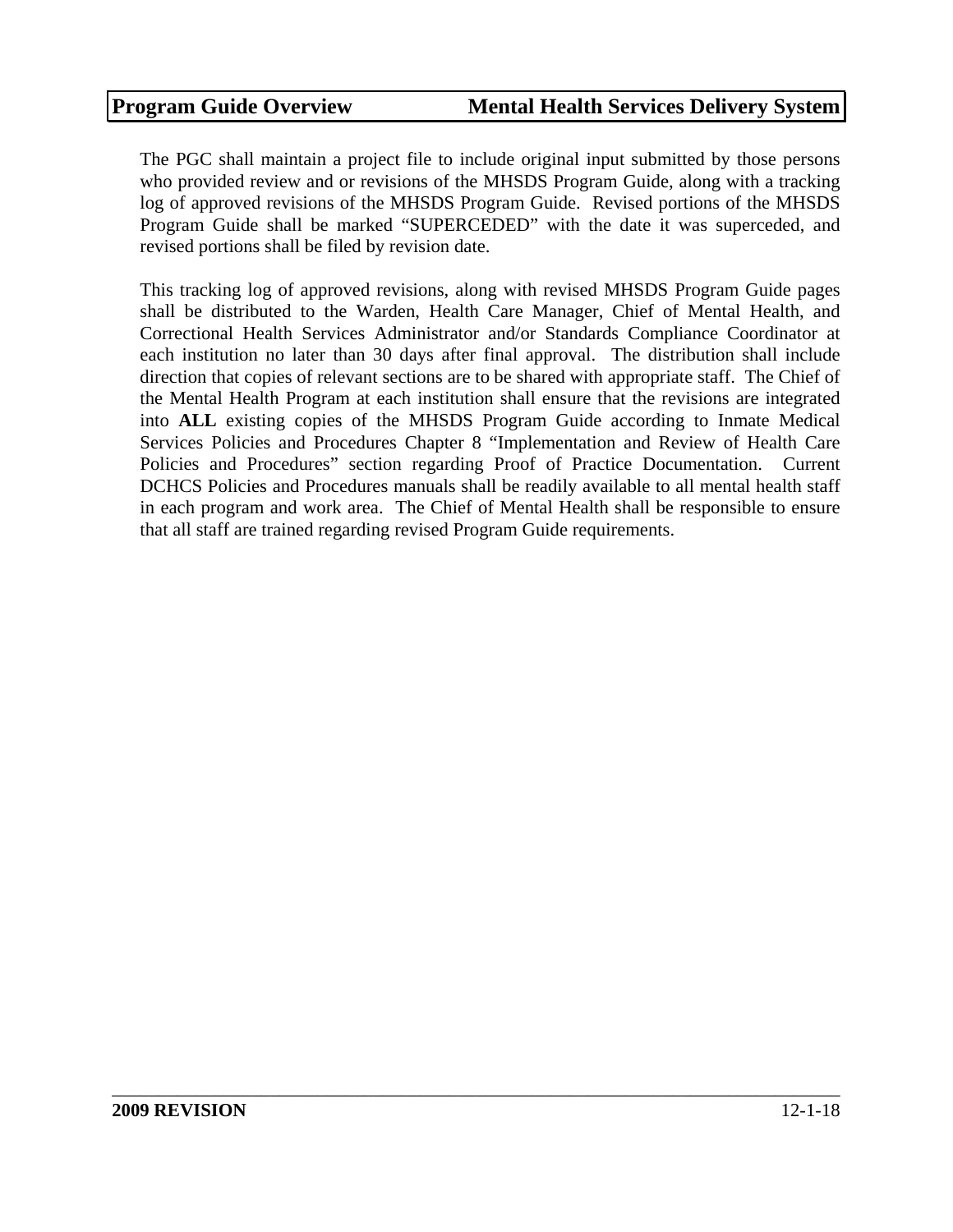The PGC shall maintain a project file to include original input submitted by those persons who provided review and or revisions of the MHSDS Program Guide, along with a tracking log of approved revisions of the MHSDS Program Guide. Revised portions of the MHSDS Program Guide shall be marked "SUPERCEDED" with the date it was superceded, and revised portions shall be filed by revision date.

This tracking log of approved revisions, along with revised MHSDS Program Guide pages shall be distributed to the Warden, Health Care Manager, Chief of Mental Health, and Correctional Health Services Administrator and/or Standards Compliance Coordinator at each institution no later than 30 days after final approval. The distribution shall include direction that copies of relevant sections are to be shared with appropriate staff. The Chief of the Mental Health Program at each institution shall ensure that the revisions are integrated into **ALL** existing copies of the MHSDS Program Guide according to Inmate Medical Services Policies and Procedures Chapter 8 "Implementation and Review of Health Care Policies and Procedures" section regarding Proof of Practice Documentation. Current DCHCS Policies and Procedures manuals shall be readily available to all mental health staff in each program and work area. The Chief of Mental Health shall be responsible to ensure that all staff are trained regarding revised Program Guide requirements.